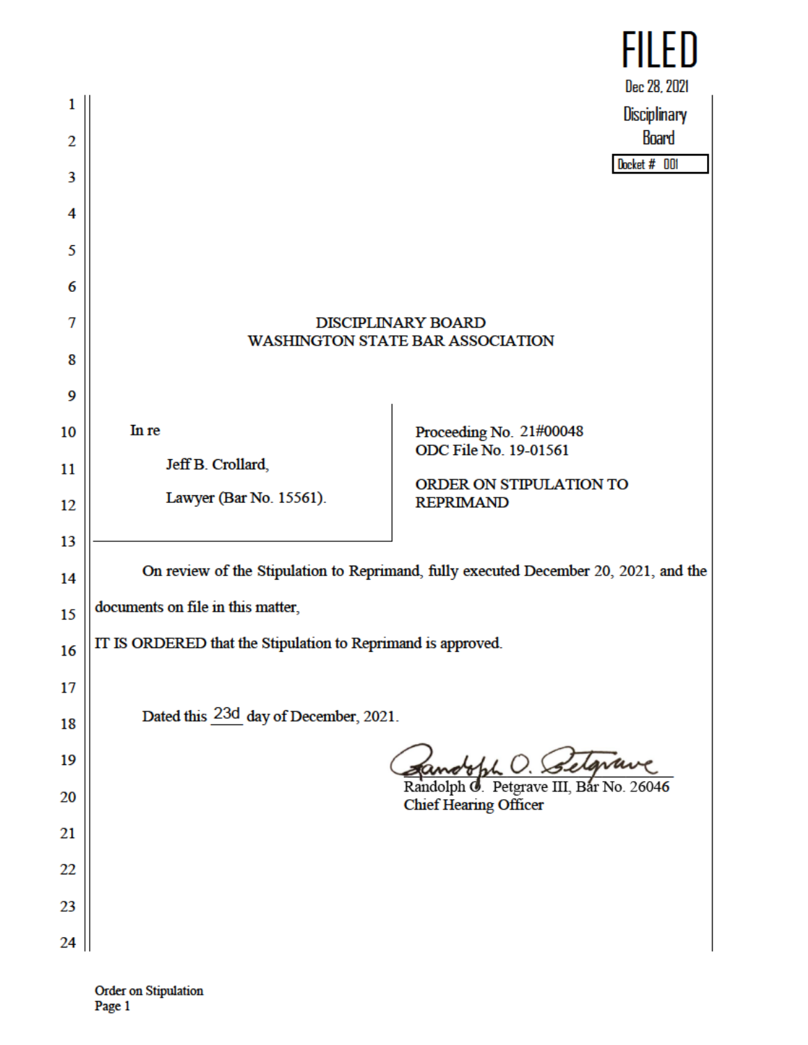FILED
Dec 28, 2021
Disciplinary Board
Docket # 001

# DISCIPLINARY BOARD
# WASHINGTON STATE BAR ASSOCIATION

In re

Jeff B. Crollard,

Lawyer (Bar No. 15561).

Proceeding No. 21#00048
ODC File No. 19-01561

**ORDER ON STIPULATION TO REPRIMAND**

On review of the Stipulation to Reprimand, fully executed December 20, 2021, and the documents on file in this matter,

IT IS ORDERED that the Stipulation to Reprimand is approved.

Dated this 23d day of December, 2021.

Randolph O. Petgrave III, Bar No. 26046
Chief Hearing Officer

Order on Stipulation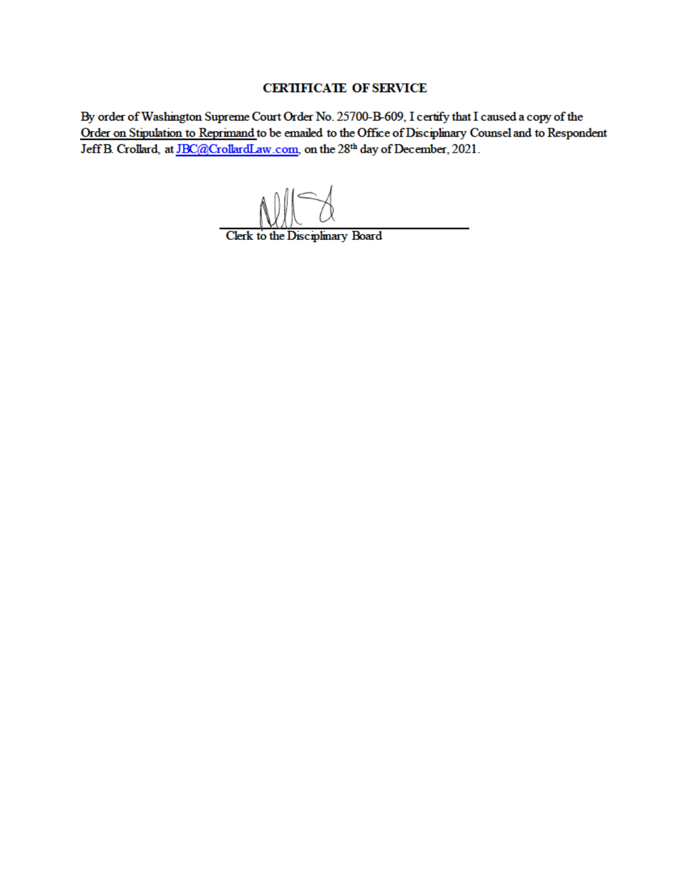## CERTIFICATE OF SERVICE

By order of Washington Supreme Court Order No. 25700-B-609, I certify that I caused a copy of the Order on Stipulation to Reprimand to be emailed to the Office of Disciplinary Counsel and to Respondent Jeff B. Crollard, at JBC@CrollardLaw.com, on the 28th day of December, 2021.

Clerk to the Disciplinary Board